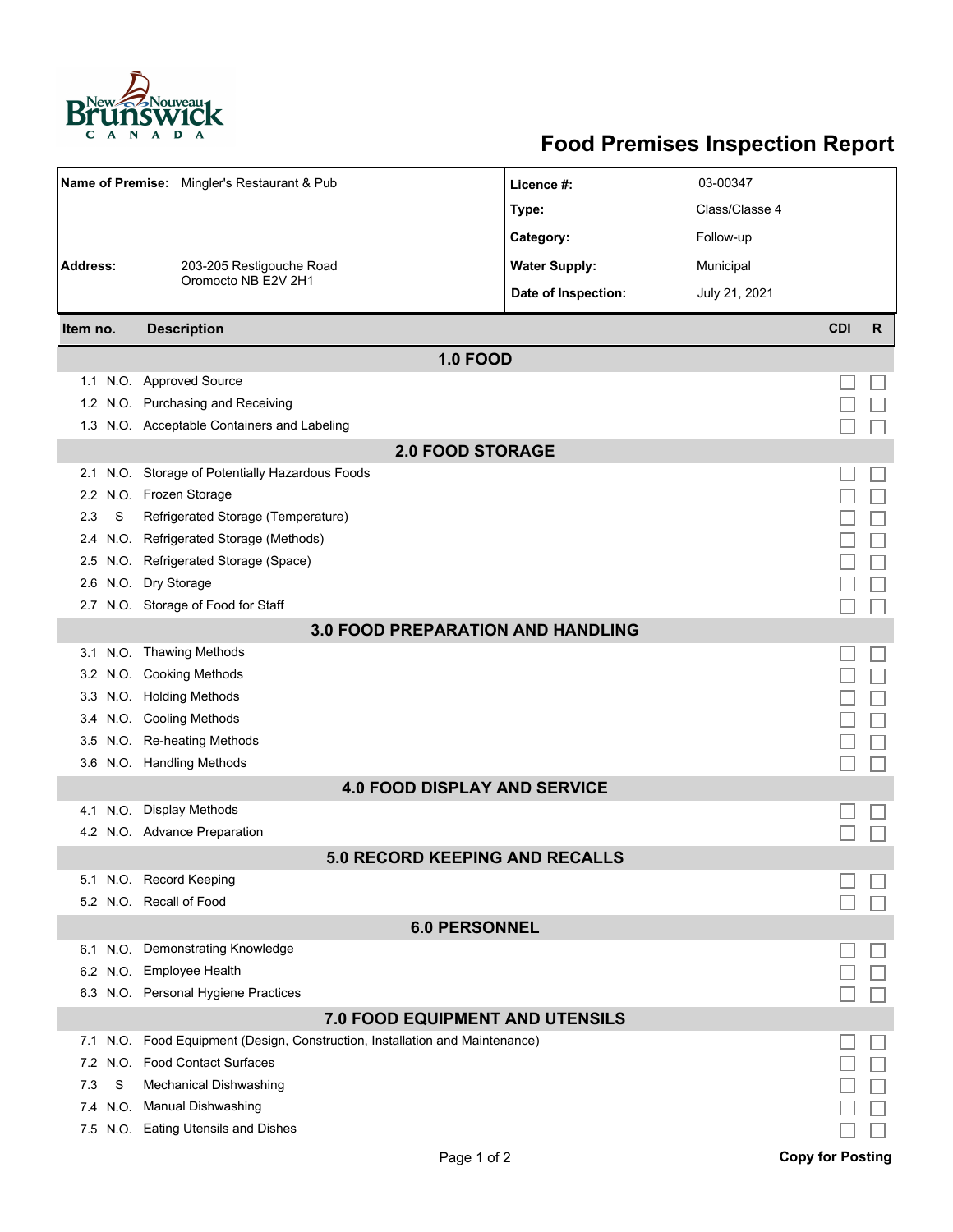# Food Premises Inspection Report

| | | | |
|---|---|---|---|
| **Name of Premise:** | Mingler's Restaurant & Pub | **Licence #:** | 03-00347 |
| | | **Type:** | Class/Classe 4 |
| | | **Category:** | Follow-up |
| **Address:** | 203-205 Restigouche Road Oromocto NB E2V 2H1 | **Water Supply:** | Municipal |
| | | **Date of Inspection:** | July 21, 2021 |

| Item no. | | Description | CDI | R |
|---|---|---|---|---|
| **1.0 FOOD** | | | | |
| 1.1 | N.O. | Approved Source | ☐ | ☐ |
| 1.2 | N.O. | Purchasing and Receiving | ☐ | ☐ |
| 1.3 | N.O. | Acceptable Containers and Labeling | ☐ | ☐ |
| **2.0 FOOD STORAGE** | | | | |
| 2.1 | N.O. | Storage of Potentially Hazardous Foods | ☐ | ☐ |
| 2.2 | N.O. | Frozen Storage | ☐ | ☐ |
| 2.3 | S | Refrigerated Storage (Temperature) | ☐ | ☐ |
| 2.4 | N.O. | Refrigerated Storage (Methods) | ☐ | ☐ |
| 2.5 | N.O. | Refrigerated Storage (Space) | ☐ | ☐ |
| 2.6 | N.O. | Dry Storage | ☐ | ☐ |
| 2.7 | N.O. | Storage of Food for Staff | ☐ | ☐ |
| **3.0 FOOD PREPARATION AND HANDLING** | | | | |
| 3.1 | N.O. | Thawing Methods | ☐ | ☐ |
| 3.2 | N.O. | Cooking Methods | ☐ | ☐ |
| 3.3 | N.O. | Holding Methods | ☐ | ☐ |
| 3.4 | N.O. | Cooling Methods | ☐ | ☐ |
| 3.5 | N.O. | Re-heating Methods | ☐ | ☐ |
| 3.6 | N.O. | Handling Methods | ☐ | ☐ |
| **4.0 FOOD DISPLAY AND SERVICE** | | | | |
| 4.1 | N.O. | Display Methods | ☐ | ☐ |
| 4.2 | N.O. | Advance Preparation | ☐ | ☐ |
| **5.0 RECORD KEEPING AND RECALLS** | | | | |
| 5.1 | N.O. | Record Keeping | ☐ | ☐ |
| 5.2 | N.O. | Recall of Food | ☐ | ☐ |
| **6.0 PERSONNEL** | | | | |
| 6.1 | N.O. | Demonstrating Knowledge | ☐ | ☐ |
| 6.2 | N.O. | Employee Health | ☐ | ☐ |
| 6.3 | N.O. | Personal Hygiene Practices | ☐ | ☐ |
| **7.0 FOOD EQUIPMENT AND UTENSILS** | | | | |
| 7.1 | N.O. | Food Equipment (Design, Construction, Installation and Maintenance) | ☐ | ☐ |
| 7.2 | N.O. | Food Contact Surfaces | ☐ | ☐ |
| 7.3 | S | Mechanical Dishwashing | ☐ | ☐ |
| 7.4 | N.O. | Manual Dishwashing | ☐ | ☐ |
| 7.5 | N.O. | Eating Utensils and Dishes | ☐ | ☐ |

**Copy for Posting**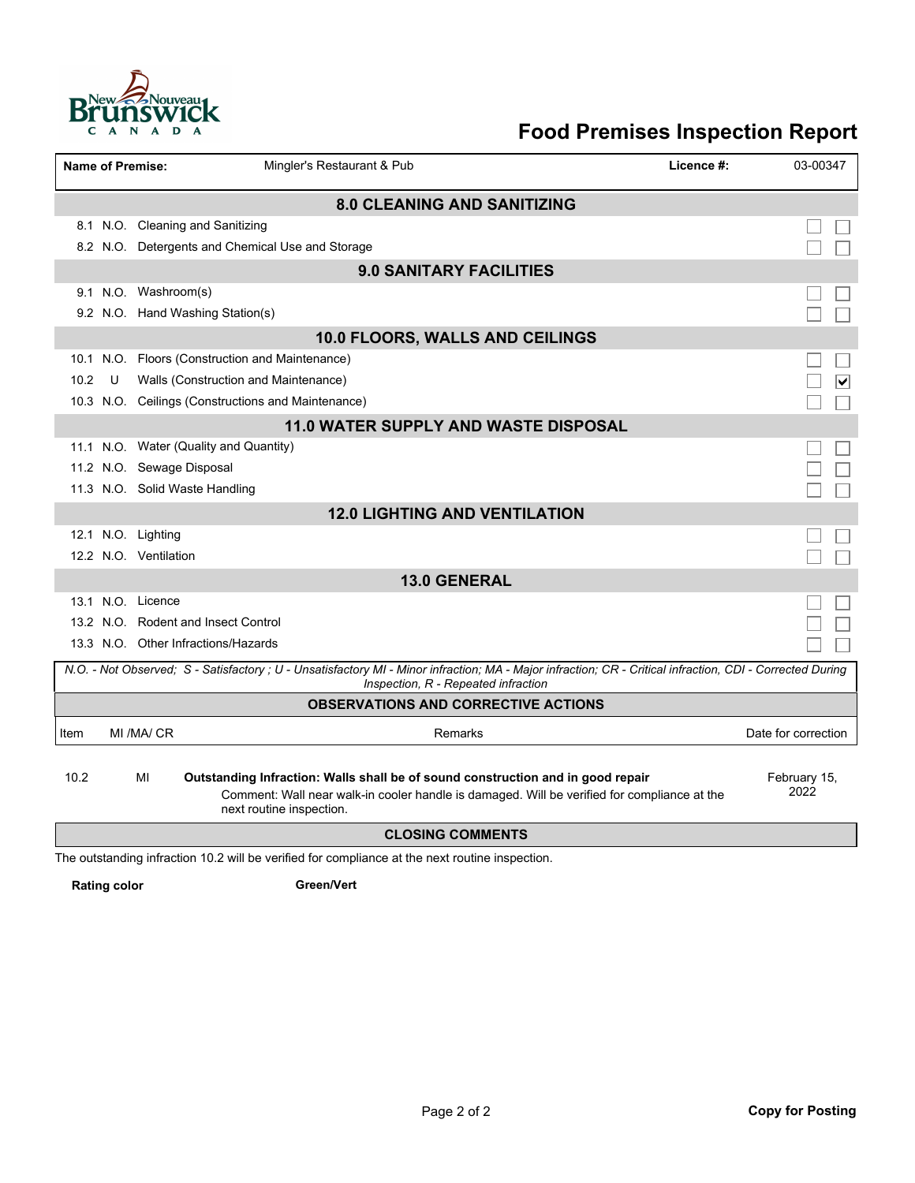# Food Premises Inspection Report

| | | | |
|---|---|---|---|
| **Name of Premise:** | Mingler's Restaurant & Pub | **Licence #:** | 03-00347 |

## 8.0 CLEANING AND SANITIZING

| | | | | |
|---|---|---|---|---|
| 8.1 | N.O. | Cleaning and Sanitizing | ☐ | ☐ |
| 8.2 | N.O. | Detergents and Chemical Use and Storage | ☐ | ☐ |

## 9.0 SANITARY FACILITIES

| | | | | |
|---|---|---|---|---|
| 9.1 | N.O. | Washroom(s) | ☐ | ☐ |
| 9.2 | N.O. | Hand Washing Station(s) | ☐ | ☐ |

## 10.0 FLOORS, WALLS AND CEILINGS

| | | | | |
|---|---|---|---|---|
| 10.1 | N.O. | Floors (Construction and Maintenance) | ☐ | ☐ |
| 10.2 | U | Walls (Construction and Maintenance) | ☐ | ☑ |
| 10.3 | N.O. | Ceilings (Constructions and Maintenance) | ☐ | ☐ |

## 11.0 WATER SUPPLY AND WASTE DISPOSAL

| | | | | |
|---|---|---|---|---|
| 11.1 | N.O. | Water (Quality and Quantity) | ☐ | ☐ |
| 11.2 | N.O. | Sewage Disposal | ☐ | ☐ |
| 11.3 | N.O. | Solid Waste Handling | ☐ | ☐ |

## 12.0 LIGHTING AND VENTILATION

| | | | | |
|---|---|---|---|---|
| 12.1 | N.O. | Lighting | ☐ | ☐ |
| 12.2 | N.O. | Ventilation | ☐ | ☐ |

## 13.0 GENERAL

| | | | | |
|---|---|---|---|---|
| 13.1 | N.O. | Licence | ☐ | ☐ |
| 13.2 | N.O. | Rodent and Insect Control | ☐ | ☐ |
| 13.3 | N.O. | Other Infractions/Hazards | ☐ | ☐ |

*N.O. - Not Observed; S - Satisfactory ; U - Unsatisfactory MI - Minor infraction; MA - Major infraction; CR - Critical infraction, CDI - Corrected During Inspection, R - Repeated infraction*

## OBSERVATIONS AND CORRECTIVE ACTIONS

| Item | MI /MA/ CR | Remarks | Date for correction |
|---|---|---|---|
| 10.2 | MI | **Outstanding Infraction: Walls shall be of sound construction and in good repair**<br>Comment: Wall near walk-in cooler handle is damaged. Will be verified for compliance at the next routine inspection. | February 15, 2022 |

## CLOSING COMMENTS

The outstanding infraction 10.2 will be verified for compliance at the next routine inspection.

**Rating color** **Green/Vert**

**Copy for Posting**